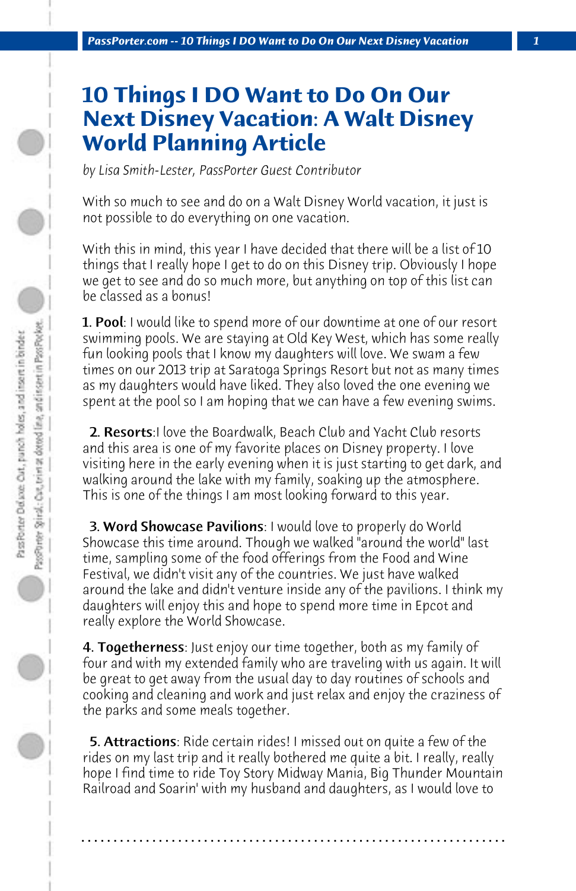# 10 Things I DO Want to Do On Our Next Disney Vacation: A Walt Disney World Planning Article

*by Lisa Smith-Lester, PassPorter Guest Contributor*

With so much to see and do on a Walt Disney World vacation, it just is not possible to do everything on one vacation.

With this in mind, this year I have decided that there will be a list of 10 things that I really hope I get to do on this Disney trip. Obviously I hope we get to see and do so much more, but anything on top of this list can be classed as a bonus!

1. **Pool**: I would like to spend more of our downtime at one of our resort swimming pools. We are staying at Old Key West, which has some really fun looking pools that I know my daughters will love. We swam a few times on our 2013 trip at Saratoga Springs Resort but not as many times as my daughters would have liked. They also loved the one evening we spent at the pool so I am hoping that we can have a few evening swims.

2. **Resorts**:I love the Boardwalk, Beach Club and Yacht Club resorts and this area is one of my favorite places on Disney property. I love visiting here in the early evening when it is just starting to get dark, and walking around the lake with my family, soaking up the atmosphere. This is one of the things I am most looking forward to this year.

3. **Word Showcase Pavilions**: I would love to properly do World Showcase this time around. Though we walked "around the world" last time, sampling some of the food offerings from the Food and Wine Festival, we didn't visit any of the countries. We just have walked around the lake and didn't venture inside any of the pavilions. I think my daughters will enjoy this and hope to spend more time in Epcot and really explore the World Showcase.

4. **Togetherness**: Just enjoy our time together, both as my family of four and with my extended family who are traveling with us again. It will be great to get away from the usual day to day routines of schools and cooking and cleaning and work and just relax and enjoy the craziness of the parks and some meals together.

5. **Attractions**: Ride certain rides! I missed out on quite a few of the rides on my last trip and it really bothered me quite a bit. I really, really hope I find time to ride Toy Story Midway Mania, Big Thunder Mountain Railroad and Soarin' with my husband and daughters, as I would love to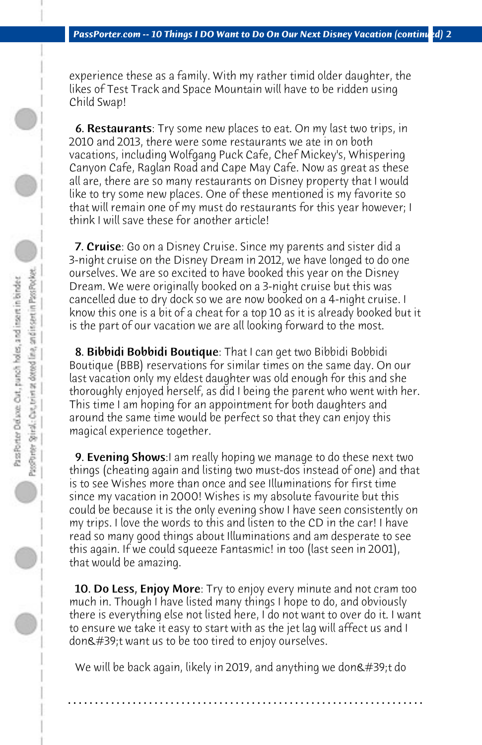experience these as a family. With my rather timid older daughter, the likes of Test Track and Space Mountain will have to be ridden using Child Swap!

6. **Restaurants**: Try some new places to eat. On my last two trips, in 2010 and 2013, there were some restaurants we ate in on both vacations, including Wolfgang Puck Cafe, Chef Mickey's, Whispering Canyon Cafe, Raglan Road and Cape May Cafe. Now as great as these all are, there are so many restaurants on Disney property that I would like to try some new places. One of these mentioned is my favorite so that will remain one of my must do restaurants for this year however; I think I will save these for another article!

7. **Cruise**: Go on a Disney Cruise. Since my parents and sister did a 3-night cruise on the Disney Dream in 2012, we have longed to do one ourselves. We are so excited to have booked this year on the Disney Dream. We were originally booked on a 3-night cruise but this was cancelled due to dry dock so we are now booked on a 4-night cruise. I know this one is a bit of a cheat for a top 10 as it is already booked but it is the part of our vacation we are all looking forward to the most.

8. **Bibbidi Bobbidi Boutique**: That I can get two Bibbidi Bobbidi Boutique (BBB) reservations for similar times on the same day. On our last vacation only my eldest daughter was old enough for this and she thoroughly enjoyed herself, as did I being the parent who went with her. This time I am hoping for an appointment for both daughters and around the same time would be perfect so that they can enjoy this magical experience together.

9. **Evening Shows**:I am really hoping we manage to do these next two things (cheating again and listing two must-dos instead of one) and that is to see Wishes more than once and see Illuminations for first time since my vacation in 2000! Wishes is my absolute favourite but this could be because it is the only evening show I have seen consistently on my trips. I love the words to this and listen to the CD in the car! I have read so many good things about Illuminations and am desperate to see this again. If we could squeeze Fantasmic! in too (last seen in 2001), that would be amazing.

10. **Do Less, Enjoy More**: Try to enjoy every minute and not cram too much in. Though I have listed many things I hope to do, and obviously there is everything else not listed here, I do not want to over do it. I want to ensure we take it easy to start with as the jet lag will affect us and I don&#39;t want us to be too tired to enjoy ourselves.

We will be back again, likely in 2019, and anything we don&#39;t do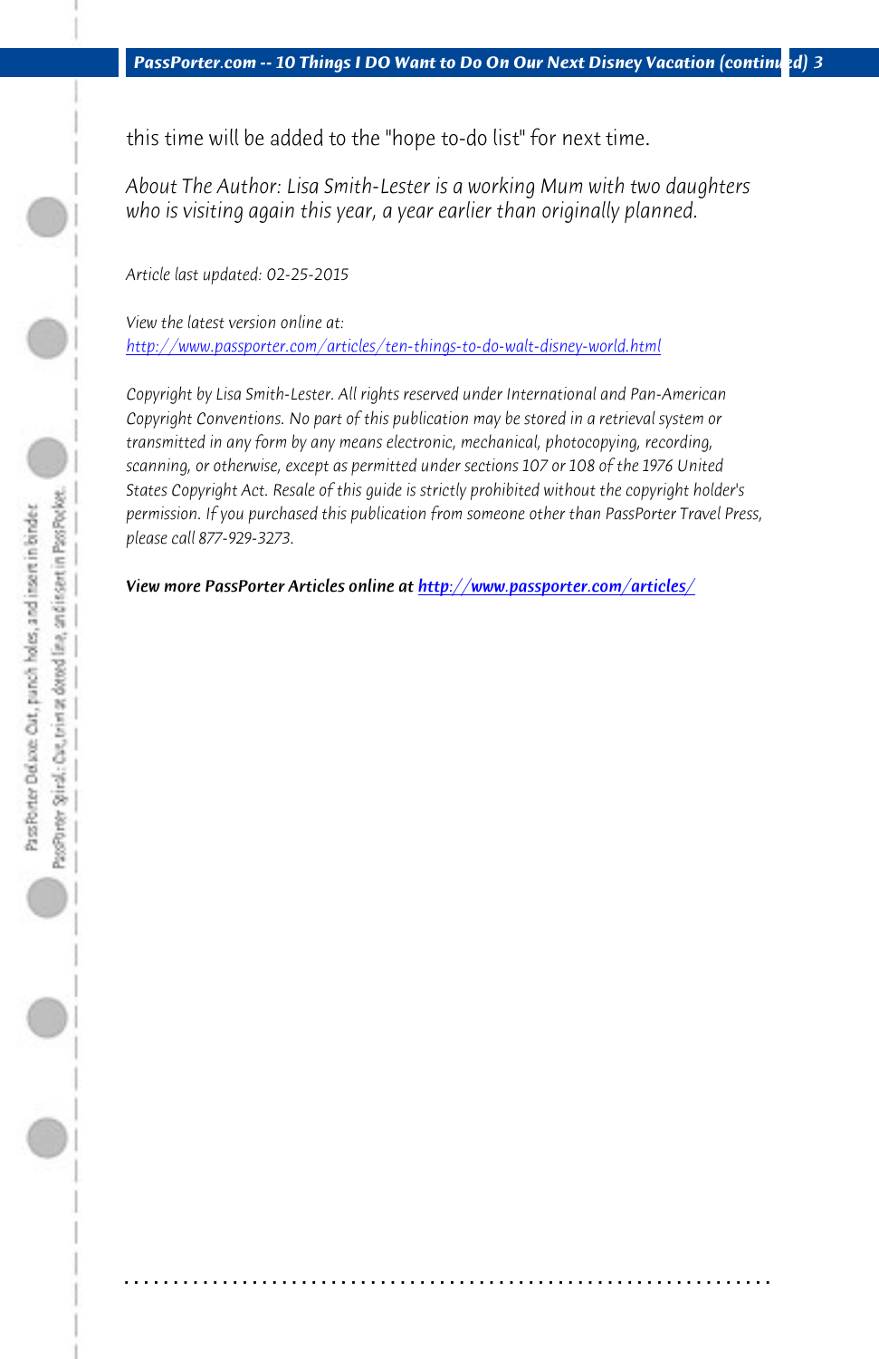this time will be added to the "hope to-do list" for next time.

*About The Author: Lisa Smith-Lester is a working Mum with two daughters who is visiting again this year, a year earlier than originally planned.*

*Article last updated: 02-25-2015*

*View the latest version online at:*
*http://www.passporter.com/articles/ten-things-to-do-walt-disney-world.html*

*Copyright by Lisa Smith-Lester. All rights reserved under International and Pan-American Copyright Conventions. No part of this publication may be stored in a retrieval system or transmitted in any form by any means electronic, mechanical, photocopying, recording, scanning, or otherwise, except as permitted under sections 107 or 108 of the 1976 United States Copyright Act. Resale of this guide is strictly prohibited without the copyright holder's permission. If you purchased this publication from someone other than PassPorter Travel Press, please call 877-929-3273.*

***View more PassPorter Articles online at http://www.passporter.com/articles/***